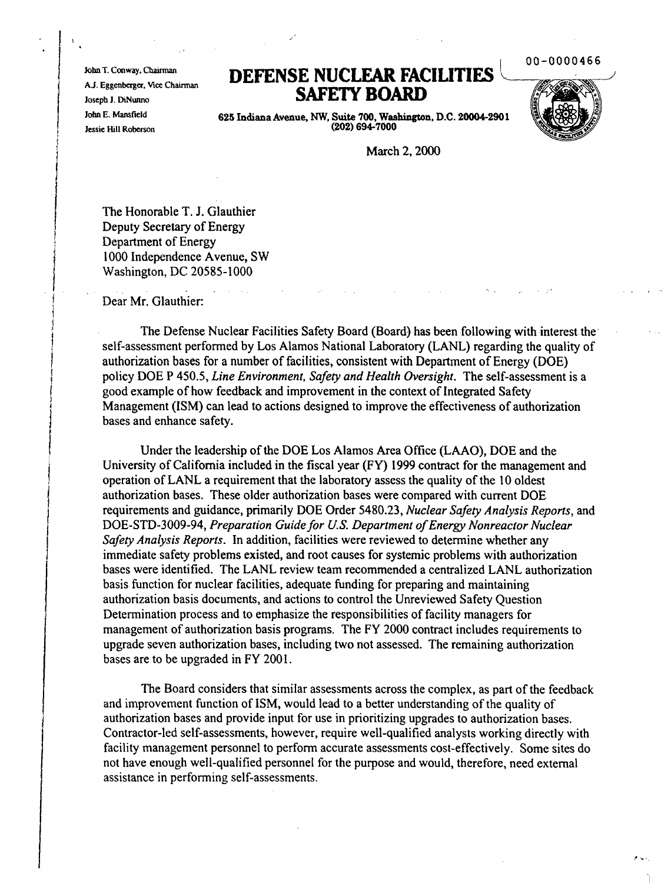John T. Conway, Chairman
A.J. Eggenberger, Vice Chairman
Joseph J. DiNunno
John E. Mansfield
Jessie Hill Roberson

# DEFENSE NUCLEAR FACILITIES SAFETY BOARD

00-0000466

625 Indiana Avenue, NW, Suite 700, Washington, D.C. 20004-2901
(202) 694-7000

March 2, 2000

The Honorable T. J. Glauthier
Deputy Secretary of Energy
Department of Energy
1000 Independence Avenue, SW
Washington, DC 20585-1000

Dear Mr. Glauthier:

The Defense Nuclear Facilities Safety Board (Board) has been following with interest the self-assessment performed by Los Alamos National Laboratory (LANL) regarding the quality of authorization bases for a number of facilities, consistent with Department of Energy (DOE) policy DOE P 450.5, *Line Environment, Safety and Health Oversight*. The self-assessment is a good example of how feedback and improvement in the context of Integrated Safety Management (ISM) can lead to actions designed to improve the effectiveness of authorization bases and enhance safety.

Under the leadership of the DOE Los Alamos Area Office (LAAO), DOE and the University of California included in the fiscal year (FY) 1999 contract for the management and operation of LANL a requirement that the laboratory assess the quality of the 10 oldest authorization bases. These older authorization bases were compared with current DOE requirements and guidance, primarily DOE Order 5480.23, *Nuclear Safety Analysis Reports*, and DOE-STD-3009-94, *Preparation Guide for U.S. Department of Energy Nonreactor Nuclear Safety Analysis Reports*. In addition, facilities were reviewed to determine whether any immediate safety problems existed, and root causes for systemic problems with authorization bases were identified. The LANL review team recommended a centralized LANL authorization basis function for nuclear facilities, adequate funding for preparing and maintaining authorization basis documents, and actions to control the Unreviewed Safety Question Determination process and to emphasize the responsibilities of facility managers for management of authorization basis programs. The FY 2000 contract includes requirements to upgrade seven authorization bases, including two not assessed. The remaining authorization bases are to be upgraded in FY 2001.

The Board considers that similar assessments across the complex, as part of the feedback and improvement function of ISM, would lead to a better understanding of the quality of authorization bases and provide input for use in prioritizing upgrades to authorization bases. Contractor-led self-assessments, however, require well-qualified analysts working directly with facility management personnel to perform accurate assessments cost-effectively. Some sites do not have enough well-qualified personnel for the purpose and would, therefore, need external assistance in performing self-assessments.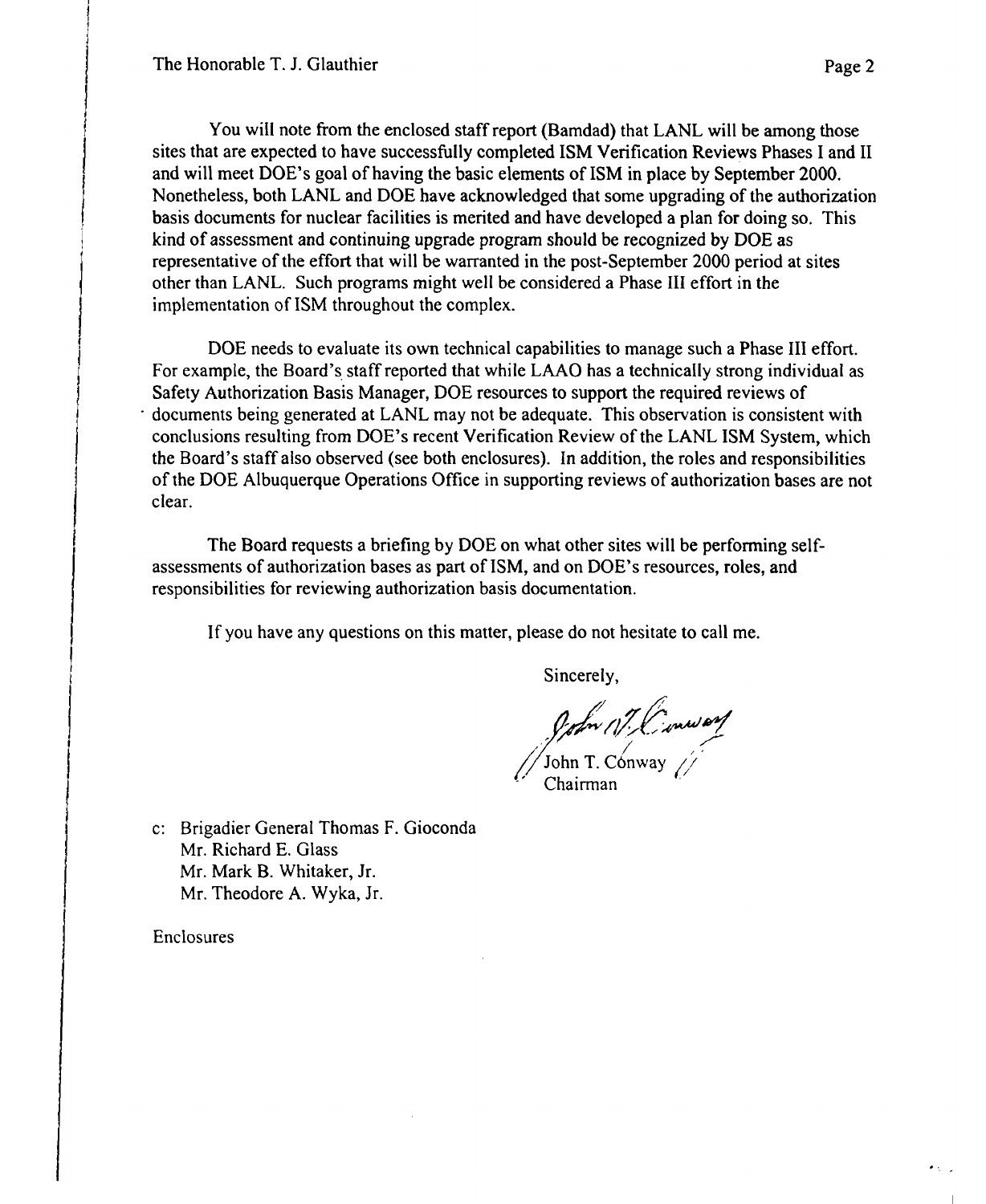You will note from the enclosed staff report (Bamdad) that LANL will be among those sites that are expected to have successfully completed ISM Verification Reviews Phases I and II and will meet DOE's goal of having the basic elements of ISM in place by September 2000. Nonetheless, both LANL and DOE have acknowledged that some upgrading of the authorization basis documents for nuclear facilities is merited and have developed a plan for doing so. This kind of assessment and continuing upgrade program should be recognized by DOE as representative of the effort that will be warranted in the post-September 2000 period at sites other than LANL. Such programs might well be considered a Phase III effort in the implementation of ISM throughout the complex.

DOE needs to evaluate its own technical capabilities to manage such a Phase III effort. For example, the Board's staff reported that while LAAO has a technically strong individual as Safety Authorization Basis Manager, DOE resources to support the required reviews of documents being generated at LANL may not be adequate. This observation is consistent with conclusions resulting from DOE's recent Verification Review of the LANL ISM System, which the Board's staff also observed (see both enclosures). In addition, the roles and responsibilities of the DOE Albuquerque Operations Office in supporting reviews of authorization bases are not clear.

The Board requests a briefing by DOE on what other sites will be performing self-assessments of authorization bases as part of ISM, and on DOE's resources, roles, and responsibilities for reviewing authorization basis documentation.

If you have any questions on this matter, please do not hesitate to call me.

Sincerely,

John T. Conway
Chairman

c: Brigadier General Thomas F. Gioconda
Mr. Richard E. Glass
Mr. Mark B. Whitaker, Jr.
Mr. Theodore A. Wyka, Jr.

Enclosures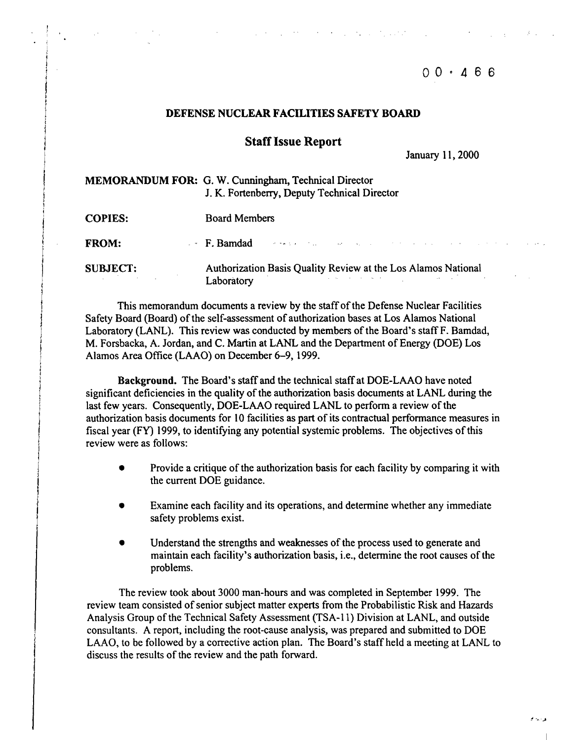00-466

# DEFENSE NUCLEAR FACILITIES SAFETY BOARD

## Staff Issue Report

January 11, 2000

**MEMORANDUM FOR:** G. W. Cunningham, Technical Director
J. K. Fortenberry, Deputy Technical Director

**COPIES:** Board Members

**FROM:** F. Bamdad

**SUBJECT:** Authorization Basis Quality Review at the Los Alamos National Laboratory

This memorandum documents a review by the staff of the Defense Nuclear Facilities Safety Board (Board) of the self-assessment of authorization bases at Los Alamos National Laboratory (LANL). This review was conducted by members of the Board's staff F. Bamdad, M. Forsbacka, A. Jordan, and C. Martin at LANL and the Department of Energy (DOE) Los Alamos Area Office (LAAO) on December 6–9, 1999.

**Background.** The Board's staff and the technical staff at DOE-LAAO have noted significant deficiencies in the quality of the authorization basis documents at LANL during the last few years. Consequently, DOE-LAAO required LANL to perform a review of the authorization basis documents for 10 facilities as part of its contractual performance measures in fiscal year (FY) 1999, to identifying any potential systemic problems. The objectives of this review were as follows:

- Provide a critique of the authorization basis for each facility by comparing it with the current DOE guidance.
- Examine each facility and its operations, and determine whether any immediate safety problems exist.
- Understand the strengths and weaknesses of the process used to generate and maintain each facility's authorization basis, i.e., determine the root causes of the problems.

The review took about 3000 man-hours and was completed in September 1999. The review team consisted of senior subject matter experts from the Probabilistic Risk and Hazards Analysis Group of the Technical Safety Assessment (TSA-11) Division at LANL, and outside consultants. A report, including the root-cause analysis, was prepared and submitted to DOE LAAO, to be followed by a corrective action plan. The Board's staff held a meeting at LANL to discuss the results of the review and the path forward.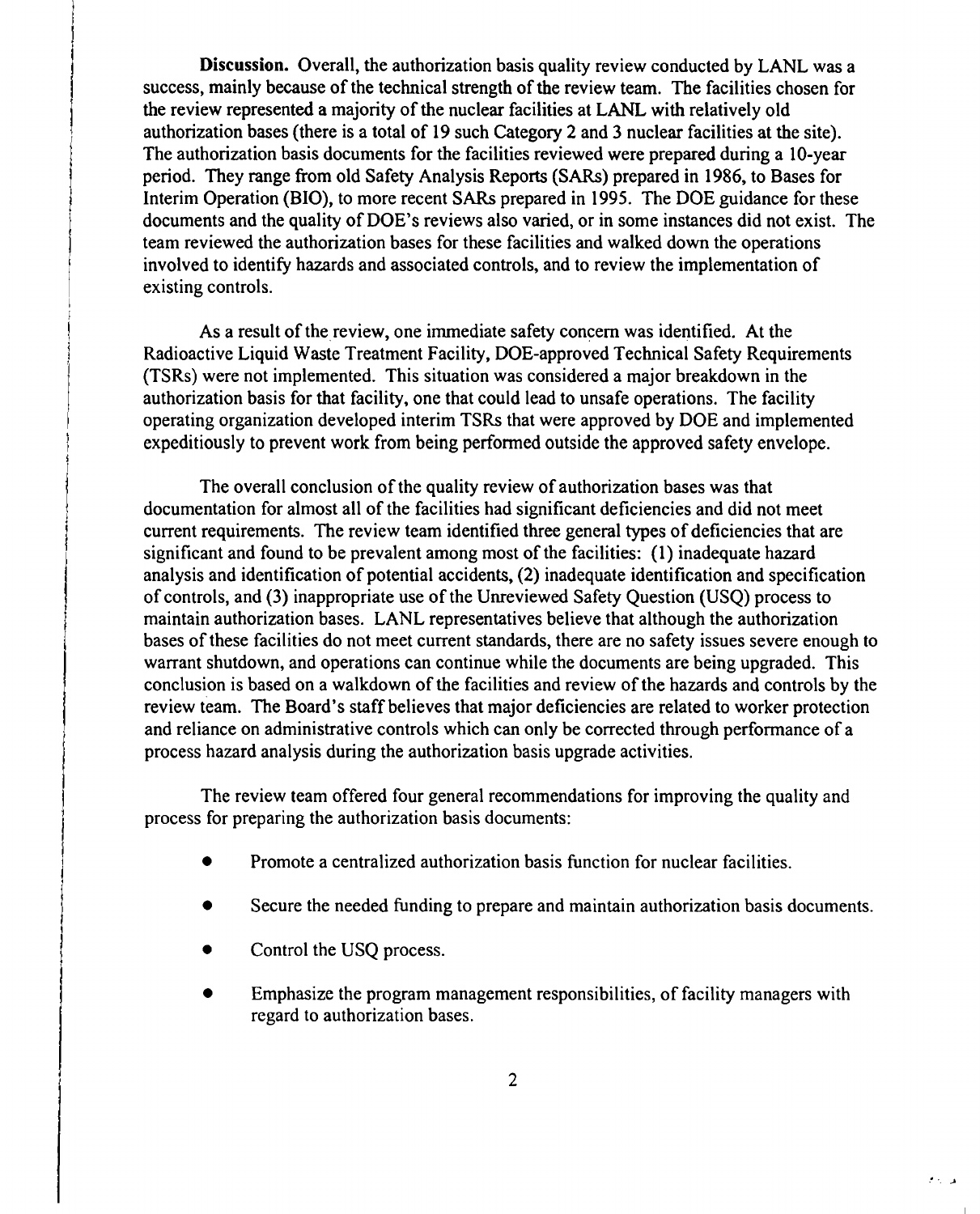**Discussion.** Overall, the authorization basis quality review conducted by LANL was a success, mainly because of the technical strength of the review team. The facilities chosen for the review represented a majority of the nuclear facilities at LANL with relatively old authorization bases (there is a total of 19 such Category 2 and 3 nuclear facilities at the site). The authorization basis documents for the facilities reviewed were prepared during a 10-year period. They range from old Safety Analysis Reports (SARs) prepared in 1986, to Bases for Interim Operation (BIO), to more recent SARs prepared in 1995. The DOE guidance for these documents and the quality of DOE's reviews also varied, or in some instances did not exist. The team reviewed the authorization bases for these facilities and walked down the operations involved to identify hazards and associated controls, and to review the implementation of existing controls.

As a result of the review, one immediate safety concern was identified. At the Radioactive Liquid Waste Treatment Facility, DOE-approved Technical Safety Requirements (TSRs) were not implemented. This situation was considered a major breakdown in the authorization basis for that facility, one that could lead to unsafe operations. The facility operating organization developed interim TSRs that were approved by DOE and implemented expeditiously to prevent work from being performed outside the approved safety envelope.

The overall conclusion of the quality review of authorization bases was that documentation for almost all of the facilities had significant deficiencies and did not meet current requirements. The review team identified three general types of deficiencies that are significant and found to be prevalent among most of the facilities: (1) inadequate hazard analysis and identification of potential accidents, (2) inadequate identification and specification of controls, and (3) inappropriate use of the Unreviewed Safety Question (USQ) process to maintain authorization bases. LANL representatives believe that although the authorization bases of these facilities do not meet current standards, there are no safety issues severe enough to warrant shutdown, and operations can continue while the documents are being upgraded. This conclusion is based on a walkdown of the facilities and review of the hazards and controls by the review team. The Board's staff believes that major deficiencies are related to worker protection and reliance on administrative controls which can only be corrected through performance of a process hazard analysis during the authorization basis upgrade activities.

The review team offered four general recommendations for improving the quality and process for preparing the authorization basis documents:

- Promote a centralized authorization basis function for nuclear facilities.
- Secure the needed funding to prepare and maintain authorization basis documents.
- Control the USQ process.
- Emphasize the program management responsibilities, of facility managers with regard to authorization bases.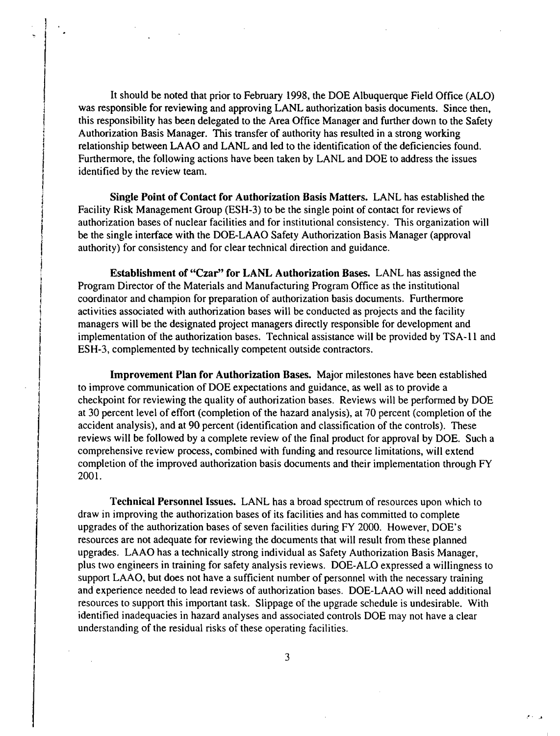It should be noted that prior to February 1998, the DOE Albuquerque Field Office (ALO) was responsible for reviewing and approving LANL authorization basis documents. Since then, this responsibility has been delegated to the Area Office Manager and further down to the Safety Authorization Basis Manager. This transfer of authority has resulted in a strong working relationship between LAAO and LANL and led to the identification of the deficiencies found. Furthermore, the following actions have been taken by LANL and DOE to address the issues identified by the review team.

**Single Point of Contact for Authorization Basis Matters.** LANL has established the Facility Risk Management Group (ESH-3) to be the single point of contact for reviews of authorization bases of nuclear facilities and for institutional consistency. This organization will be the single interface with the DOE-LAAO Safety Authorization Basis Manager (approval authority) for consistency and for clear technical direction and guidance.

**Establishment of "Czar" for LANL Authorization Bases.** LANL has assigned the Program Director of the Materials and Manufacturing Program Office as the institutional coordinator and champion for preparation of authorization basis documents. Furthermore activities associated with authorization bases will be conducted as projects and the facility managers will be the designated project managers directly responsible for development and implementation of the authorization bases. Technical assistance will be provided by TSA-11 and ESH-3, complemented by technically competent outside contractors.

**Improvement Plan for Authorization Bases.** Major milestones have been established to improve communication of DOE expectations and guidance, as well as to provide a checkpoint for reviewing the quality of authorization bases. Reviews will be performed by DOE at 30 percent level of effort (completion of the hazard analysis), at 70 percent (completion of the accident analysis), and at 90 percent (identification and classification of the controls). These reviews will be followed by a complete review of the final product for approval by DOE. Such a comprehensive review process, combined with funding and resource limitations, will extend completion of the improved authorization basis documents and their implementation through FY 2001.

**Technical Personnel Issues.** LANL has a broad spectrum of resources upon which to draw in improving the authorization bases of its facilities and has committed to complete upgrades of the authorization bases of seven facilities during FY 2000. However, DOE's resources are not adequate for reviewing the documents that will result from these planned upgrades. LAAO has a technically strong individual as Safety Authorization Basis Manager, plus two engineers in training for safety analysis reviews. DOE-ALO expressed a willingness to support LAAO, but does not have a sufficient number of personnel with the necessary training and experience needed to lead reviews of authorization bases. DOE-LAAO will need additional resources to support this important task. Slippage of the upgrade schedule is undesirable. With identified inadequacies in hazard analyses and associated controls DOE may not have a clear understanding of the residual risks of these operating facilities.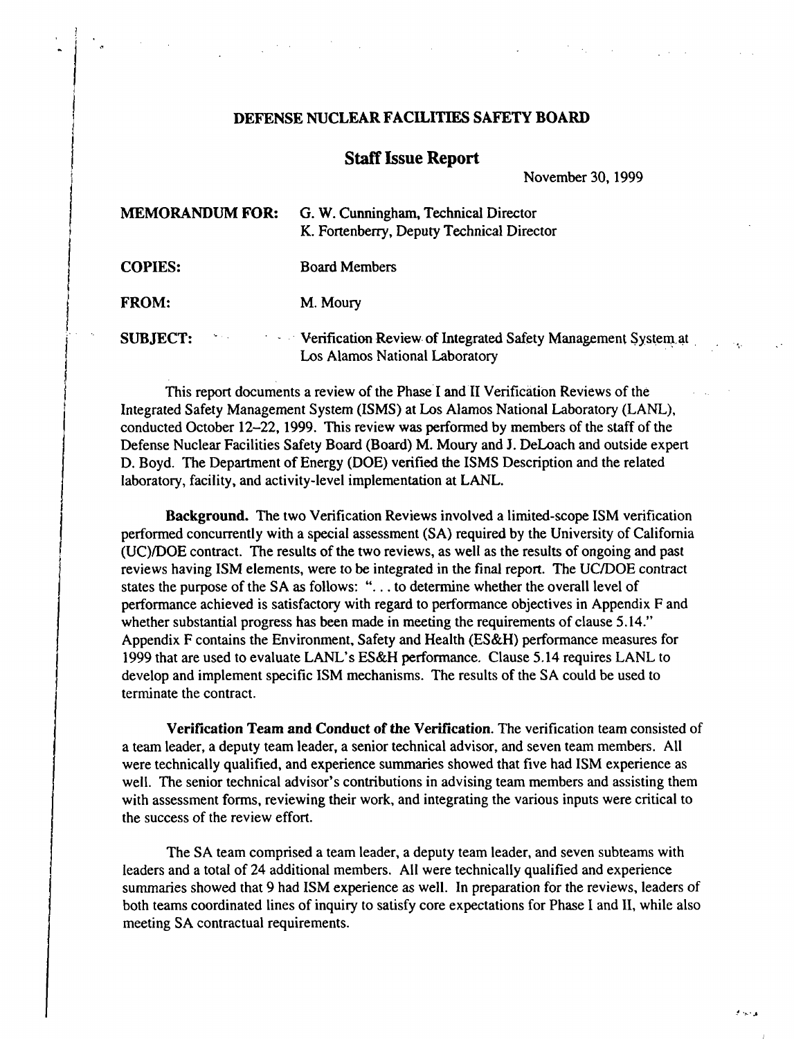**DEFENSE NUCLEAR FACILITIES SAFETY BOARD**

**Staff Issue Report**

November 30, 1999

| | |
|---|---|
| **MEMORANDUM FOR:** | G. W. Cunningham, Technical Director<br>K. Fortenberry, Deputy Technical Director |
| **COPIES:** | Board Members |
| **FROM:** | M. Moury |
| **SUBJECT:** | Verification Review of Integrated Safety Management System at Los Alamos National Laboratory |

This report documents a review of the Phase I and II Verification Reviews of the Integrated Safety Management System (ISMS) at Los Alamos National Laboratory (LANL), conducted October 12–22, 1999. This review was performed by members of the staff of the Defense Nuclear Facilities Safety Board (Board) M. Moury and J. DeLoach and outside expert D. Boyd. The Department of Energy (DOE) verified the ISMS Description and the related laboratory, facility, and activity-level implementation at LANL.

**Background.** The two Verification Reviews involved a limited-scope ISM verification performed concurrently with a special assessment (SA) required by the University of California (UC)/DOE contract. The results of the two reviews, as well as the results of ongoing and past reviews having ISM elements, were to be integrated in the final report. The UC/DOE contract states the purpose of the SA as follows: "... to determine whether the overall level of performance achieved is satisfactory with regard to performance objectives in Appendix F and whether substantial progress has been made in meeting the requirements of clause 5.14." Appendix F contains the Environment, Safety and Health (ES&H) performance measures for 1999 that are used to evaluate LANL's ES&H performance. Clause 5.14 requires LANL to develop and implement specific ISM mechanisms. The results of the SA could be used to terminate the contract.

**Verification Team and Conduct of the Verification.** The verification team consisted of a team leader, a deputy team leader, a senior technical advisor, and seven team members. All were technically qualified, and experience summaries showed that five had ISM experience as well. The senior technical advisor's contributions in advising team members and assisting them with assessment forms, reviewing their work, and integrating the various inputs were critical to the success of the review effort.

The SA team comprised a team leader, a deputy team leader, and seven subteams with leaders and a total of 24 additional members. All were technically qualified and experience summaries showed that 9 had ISM experience as well. In preparation for the reviews, leaders of both teams coordinated lines of inquiry to satisfy core expectations for Phase I and II, while also meeting SA contractual requirements.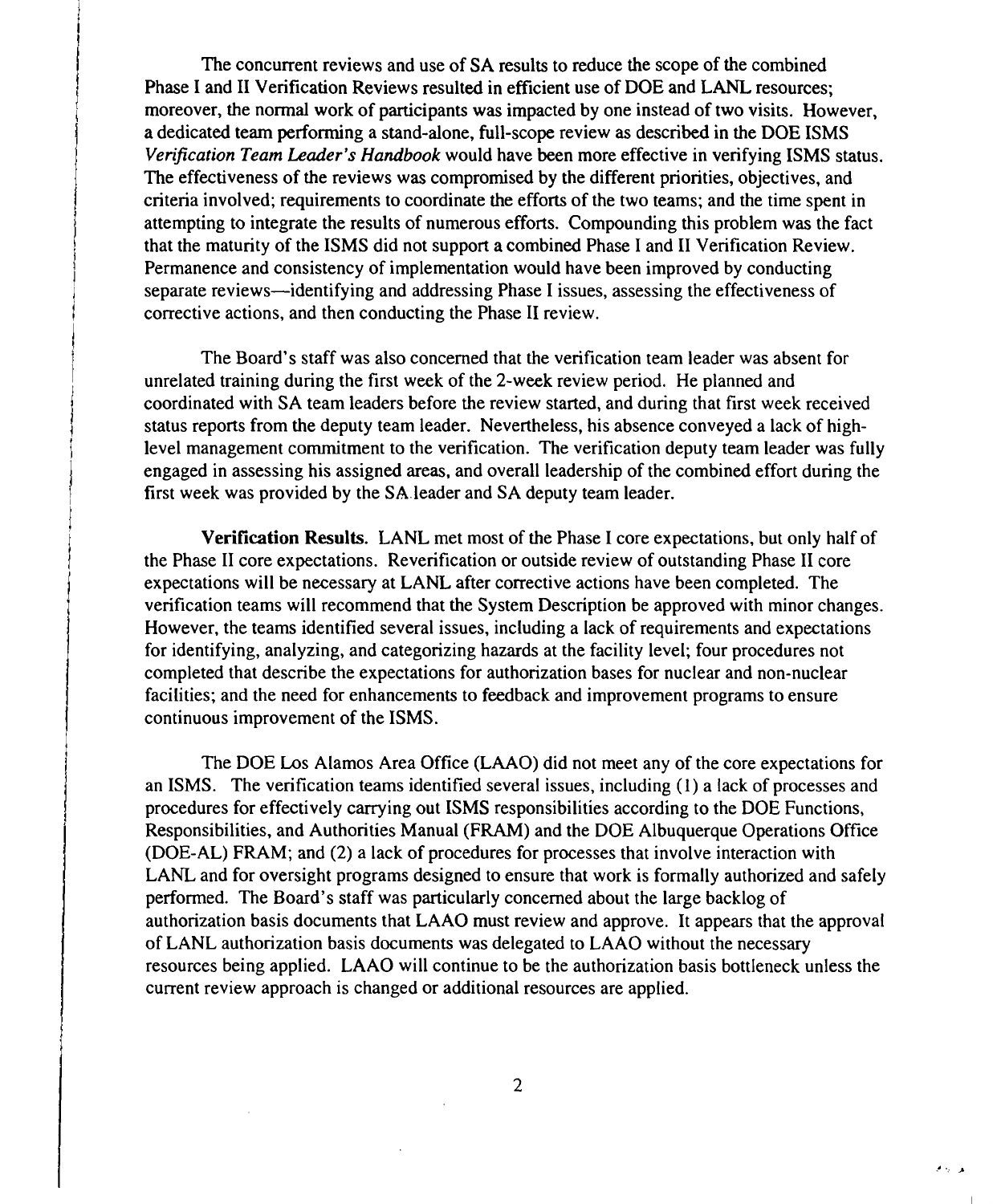The concurrent reviews and use of SA results to reduce the scope of the combined Phase I and II Verification Reviews resulted in efficient use of DOE and LANL resources; moreover, the normal work of participants was impacted by one instead of two visits. However, a dedicated team performing a stand-alone, full-scope review as described in the DOE ISMS *Verification Team Leader's Handbook* would have been more effective in verifying ISMS status. The effectiveness of the reviews was compromised by the different priorities, objectives, and criteria involved; requirements to coordinate the efforts of the two teams; and the time spent in attempting to integrate the results of numerous efforts. Compounding this problem was the fact that the maturity of the ISMS did not support a combined Phase I and II Verification Review. Permanence and consistency of implementation would have been improved by conducting separate reviews—identifying and addressing Phase I issues, assessing the effectiveness of corrective actions, and then conducting the Phase II review.

The Board's staff was also concerned that the verification team leader was absent for unrelated training during the first week of the 2-week review period. He planned and coordinated with SA team leaders before the review started, and during that first week received status reports from the deputy team leader. Nevertheless, his absence conveyed a lack of high-level management commitment to the verification. The verification deputy team leader was fully engaged in assessing his assigned areas, and overall leadership of the combined effort during the first week was provided by the SA leader and SA deputy team leader.

**Verification Results.** LANL met most of the Phase I core expectations, but only half of the Phase II core expectations. Reverification or outside review of outstanding Phase II core expectations will be necessary at LANL after corrective actions have been completed. The verification teams will recommend that the System Description be approved with minor changes. However, the teams identified several issues, including a lack of requirements and expectations for identifying, analyzing, and categorizing hazards at the facility level; four procedures not completed that describe the expectations for authorization bases for nuclear and non-nuclear facilities; and the need for enhancements to feedback and improvement programs to ensure continuous improvement of the ISMS.

The DOE Los Alamos Area Office (LAAO) did not meet any of the core expectations for an ISMS. The verification teams identified several issues, including (1) a lack of processes and procedures for effectively carrying out ISMS responsibilities according to the DOE Functions, Responsibilities, and Authorities Manual (FRAM) and the DOE Albuquerque Operations Office (DOE-AL) FRAM; and (2) a lack of procedures for processes that involve interaction with LANL and for oversight programs designed to ensure that work is formally authorized and safely performed. The Board's staff was particularly concerned about the large backlog of authorization basis documents that LAAO must review and approve. It appears that the approval of LANL authorization basis documents was delegated to LAAO without the necessary resources being applied. LAAO will continue to be the authorization basis bottleneck unless the current review approach is changed or additional resources are applied.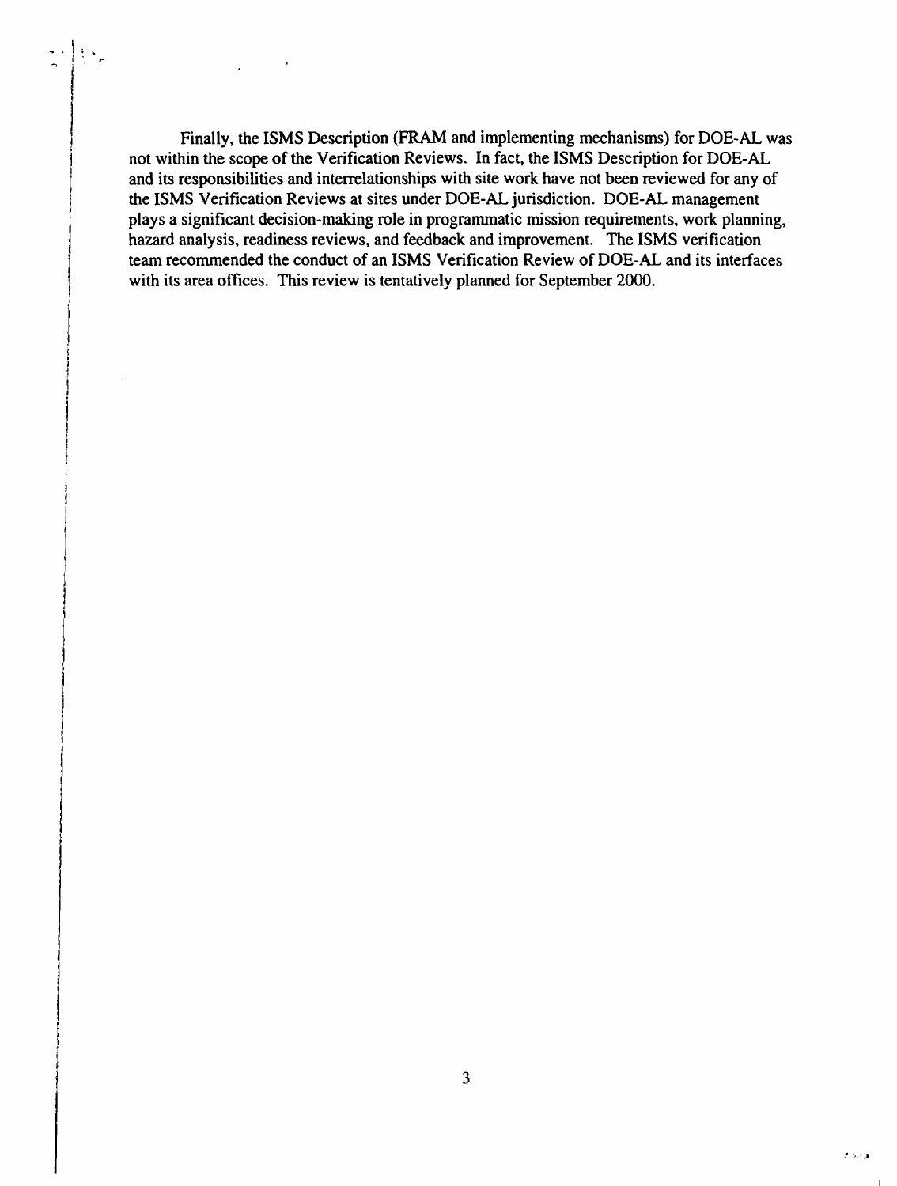Finally, the ISMS Description (FRAM and implementing mechanisms) for DOE-AL was not within the scope of the Verification Reviews. In fact, the ISMS Description for DOE-AL and its responsibilities and interrelationships with site work have not been reviewed for any of the ISMS Verification Reviews at sites under DOE-AL jurisdiction. DOE-AL management plays a significant decision-making role in programmatic mission requirements, work planning, hazard analysis, readiness reviews, and feedback and improvement. The ISMS verification team recommended the conduct of an ISMS Verification Review of DOE-AL and its interfaces with its area offices. This review is tentatively planned for September 2000.